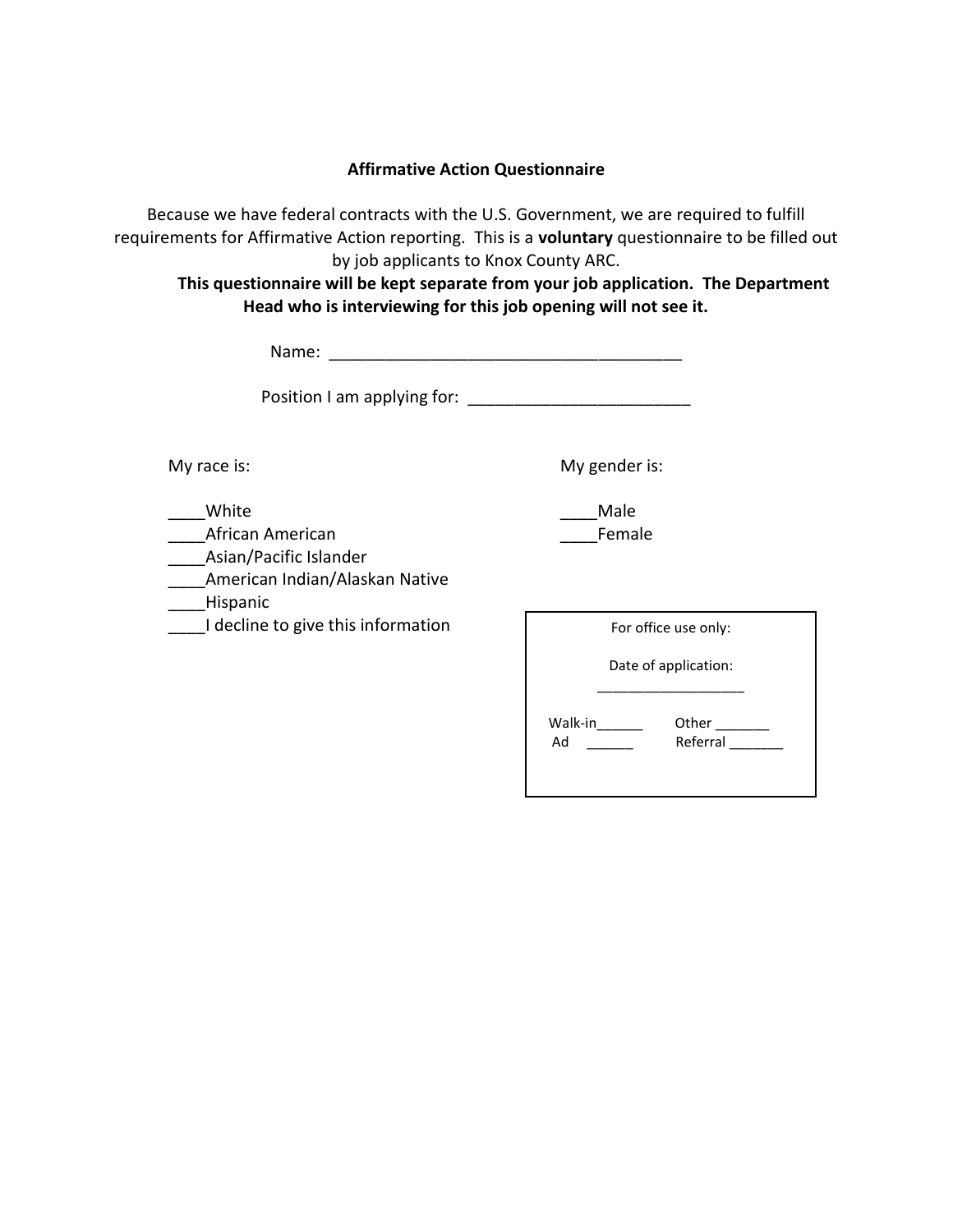# Affirmative Action Questionnaire

Because we have federal contracts with the U.S. Government, we are required to fulfill requirements for Affirmative Action reporting. This is a **voluntary** questionnaire to be filled out by job applicants to Knox County ARC.

**This questionnaire will be kept separate from your job application. The Department Head who is interviewing for this job opening will not see it.**

Name: ______________________________________

Position I am applying for: ________________________

My race is:

____White
____African American
____Asian/Pacific Islander
____American Indian/Alaskan Native
____Hispanic
____I decline to give this information

My gender is:

____Male
____Female

For office use only:

Date of application: ___________________

Walk-in______ Other _______
Ad ______ Referral _______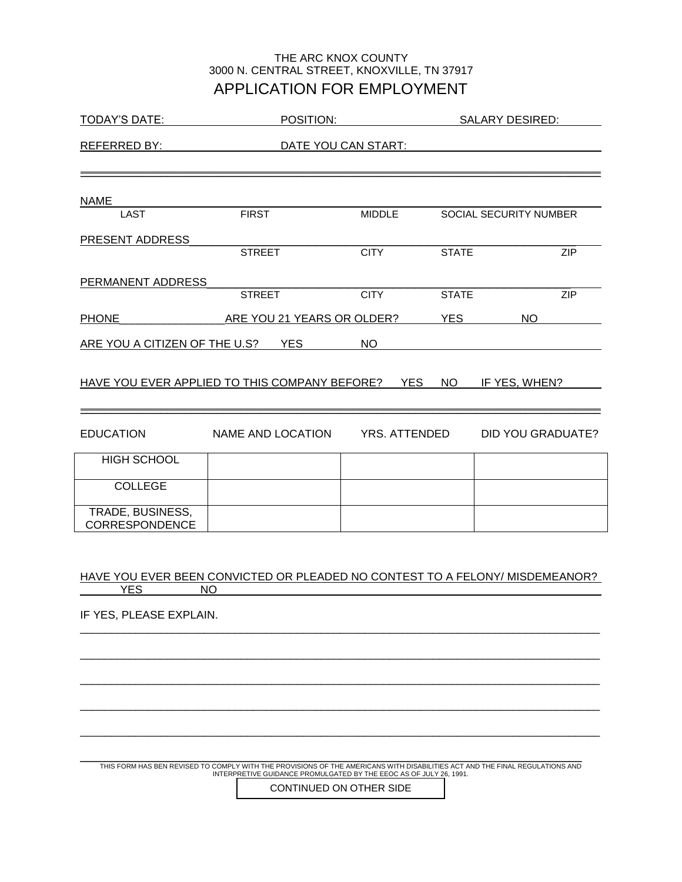THE ARC KNOX COUNTY
3000 N. CENTRAL STREET, KNOXVILLE, TN 37917

# APPLICATION FOR EMPLOYMENT

TODAY'S DATE: POSITION: SALARY DESIRED:

REFERRED BY: DATE YOU CAN START:

---

NAME
LAST FIRST MIDDLE SOCIAL SECURITY NUMBER

PRESENT ADDRESS
STREET CITY STATE ZIP

PERMANENT ADDRESS
STREET CITY STATE ZIP

PHONE________________ ARE YOU 21 YEARS OR OLDER? YES NO

ARE YOU A CITIZEN OF THE U.S? YES NO

HAVE YOU EVER APPLIED TO THIS COMPANY BEFORE? YES NO IF YES, WHEN?

---

| EDUCATION | NAME AND LOCATION | YRS. ATTENDED | DID YOU GRADUATE? |
|---|---|---|---|
| HIGH SCHOOL | | | |
| COLLEGE | | | |
| TRADE, BUSINESS, CORRESPONDENCE | | | |

HAVE YOU EVER BEEN CONVICTED OR PLEADED NO CONTEST TO A FELONY/ MISDEMEANOR?
YES NO

IF YES, PLEASE EXPLAIN.

______________________________________________________________________________

______________________________________________________________________________

______________________________________________________________________________

______________________________________________________________________________

______________________________________________________________________________

THIS FORM HAS BEN REVISED TO COMPLY WITH THE PROVISIONS OF THE AMERICANS WITH DISABILITIES ACT AND THE FINAL REGULATIONS AND INTERPRETIVE GUIDANCE PROMULGATED BY THE EEOC AS OF JULY 26, 1991.

CONTINUED ON OTHER SIDE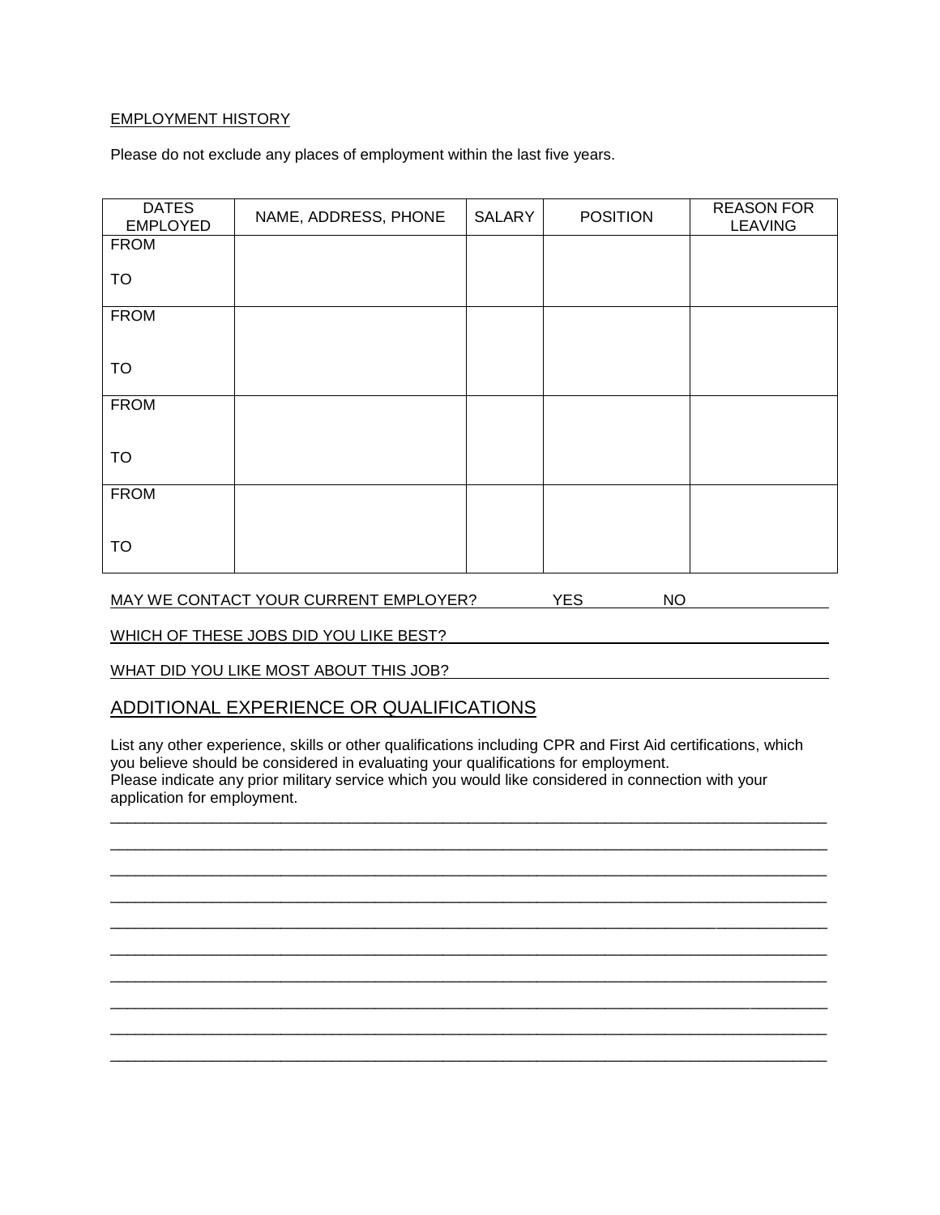EMPLOYMENT HISTORY

Please do not exclude any places of employment within the last five years.

| DATES EMPLOYED | NAME, ADDRESS, PHONE | SALARY | POSITION | REASON FOR LEAVING |
|---|---|---|---|---|
| FROM<br><br>TO | | | | |
| FROM<br><br>TO | | | | |
| FROM<br><br>TO | | | | |
| FROM<br><br>TO | | | | |

MAY WE CONTACT YOUR CURRENT EMPLOYER? YES NO

WHICH OF THESE JOBS DID YOU LIKE BEST? ____________________

WHAT DID YOU LIKE MOST ABOUT THIS JOB? ____________________

## ADDITIONAL EXPERIENCE OR QUALIFICATIONS

List any other experience, skills or other qualifications including CPR and First Aid certifications, which you believe should be considered in evaluating your qualifications for employment.
Please indicate any prior military service which you would like considered in connection with your application for employment.

______________________________________________________________________________________

______________________________________________________________________________________

______________________________________________________________________________________

______________________________________________________________________________________

______________________________________________________________________________________

______________________________________________________________________________________

______________________________________________________________________________________

______________________________________________________________________________________

______________________________________________________________________________________

______________________________________________________________________________________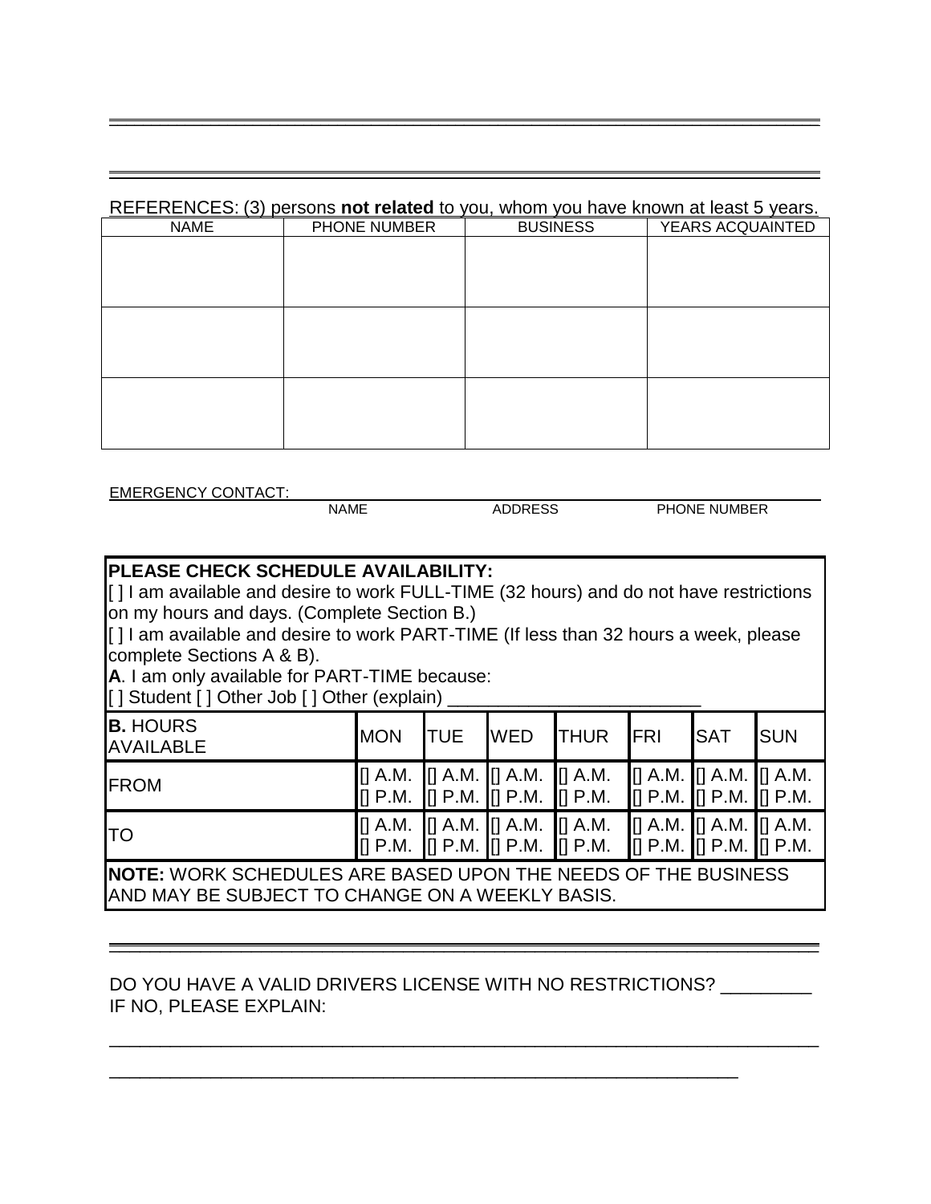---

---

REFERENCES: (3) persons **not related** to you, whom you have known at least 5 years.

| NAME | PHONE NUMBER | BUSINESS | YEARS ACQUAINTED |
|---|---|---|---|
| | | | |
| | | | |
| | | | |

EMERGENCY CONTACT: ______________________________________________
NAME ADDRESS PHONE NUMBER

**PLEASE CHECK SCHEDULE AVAILABILITY:**

[ ] I am available and desire to work FULL-TIME (32 hours) and do not have restrictions on my hours and days. (Complete Section B.)

[ ] I am available and desire to work PART-TIME (If less than 32 hours a week, please complete Sections A & B).

**A**. I am only available for PART-TIME because:

[ ] Student [ ] Other Job [ ] Other (explain) _________________________

| **B.** HOURS AVAILABLE | MON | TUE | WED | THUR | FRI | SAT | SUN |
|---|---|---|---|---|---|---|---|
| FROM | [] A.M. [] P.M. | [] A.M. [] P.M. | [] A.M. [] P.M. | [] A.M. [] P.M. | [] A.M. [] P.M. | [] A.M. [] P.M. | [] A.M. [] P.M. |
| TO | [] A.M. [] P.M. | [] A.M. [] P.M. | [] A.M. [] P.M. | [] A.M. [] P.M. | [] A.M. [] P.M. | [] A.M. [] P.M. | [] A.M. [] P.M. |

**NOTE:** WORK SCHEDULES ARE BASED UPON THE NEEDS OF THE BUSINESS AND MAY BE SUBJECT TO CHANGE ON A WEEKLY BASIS.

---

DO YOU HAVE A VALID DRIVERS LICENSE WITH NO RESTRICTIONS? _________
IF NO, PLEASE EXPLAIN:

_____________________________________________________________________________

________________________________________________________________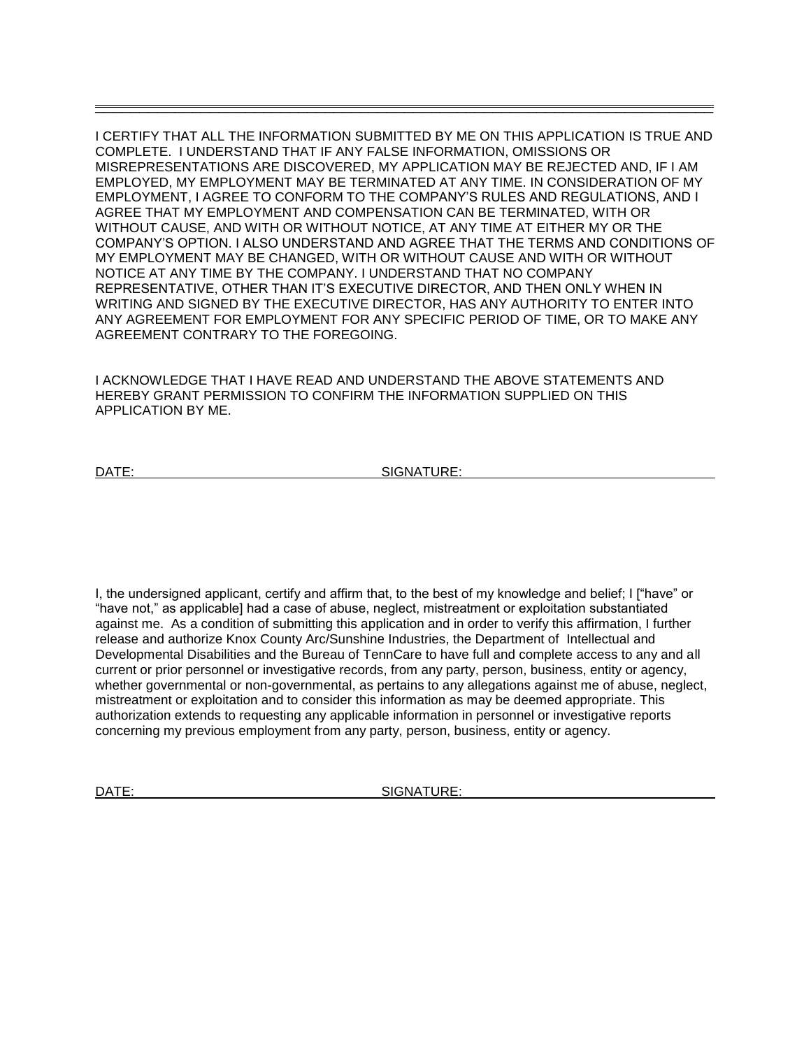---

I CERTIFY THAT ALL THE INFORMATION SUBMITTED BY ME ON THIS APPLICATION IS TRUE AND COMPLETE. I UNDERSTAND THAT IF ANY FALSE INFORMATION, OMISSIONS OR MISREPRESENTATIONS ARE DISCOVERED, MY APPLICATION MAY BE REJECTED AND, IF I AM EMPLOYED, MY EMPLOYMENT MAY BE TERMINATED AT ANY TIME. IN CONSIDERATION OF MY EMPLOYMENT, I AGREE TO CONFORM TO THE COMPANY'S RULES AND REGULATIONS, AND I AGREE THAT MY EMPLOYMENT AND COMPENSATION CAN BE TERMINATED, WITH OR WITHOUT CAUSE, AND WITH OR WITHOUT NOTICE, AT ANY TIME AT EITHER MY OR THE COMPANY'S OPTION. I ALSO UNDERSTAND AND AGREE THAT THE TERMS AND CONDITIONS OF MY EMPLOYMENT MAY BE CHANGED, WITH OR WITHOUT CAUSE AND WITH OR WITHOUT NOTICE AT ANY TIME BY THE COMPANY. I UNDERSTAND THAT NO COMPANY REPRESENTATIVE, OTHER THAN IT'S EXECUTIVE DIRECTOR, AND THEN ONLY WHEN IN WRITING AND SIGNED BY THE EXECUTIVE DIRECTOR, HAS ANY AUTHORITY TO ENTER INTO ANY AGREEMENT FOR EMPLOYMENT FOR ANY SPECIFIC PERIOD OF TIME, OR TO MAKE ANY AGREEMENT CONTRARY TO THE FOREGOING.

I ACKNOWLEDGE THAT I HAVE READ AND UNDERSTAND THE ABOVE STATEMENTS AND HEREBY GRANT PERMISSION TO CONFIRM THE INFORMATION SUPPLIED ON THIS APPLICATION BY ME.

DATE: ______________________________ SIGNATURE: ______________________________

I, the undersigned applicant, certify and affirm that, to the best of my knowledge and belief; I ["have" or "have not," as applicable] had a case of abuse, neglect, mistreatment or exploitation substantiated against me. As a condition of submitting this application and in order to verify this affirmation, I further release and authorize Knox County Arc/Sunshine Industries, the Department of Intellectual and Developmental Disabilities and the Bureau of TennCare to have full and complete access to any and all current or prior personnel or investigative records, from any party, person, business, entity or agency, whether governmental or non-governmental, as pertains to any allegations against me of abuse, neglect, mistreatment or exploitation and to consider this information as may be deemed appropriate. This authorization extends to requesting any applicable information in personnel or investigative reports concerning my previous employment from any party, person, business, entity or agency.

DATE: ______________________________ SIGNATURE: ______________________________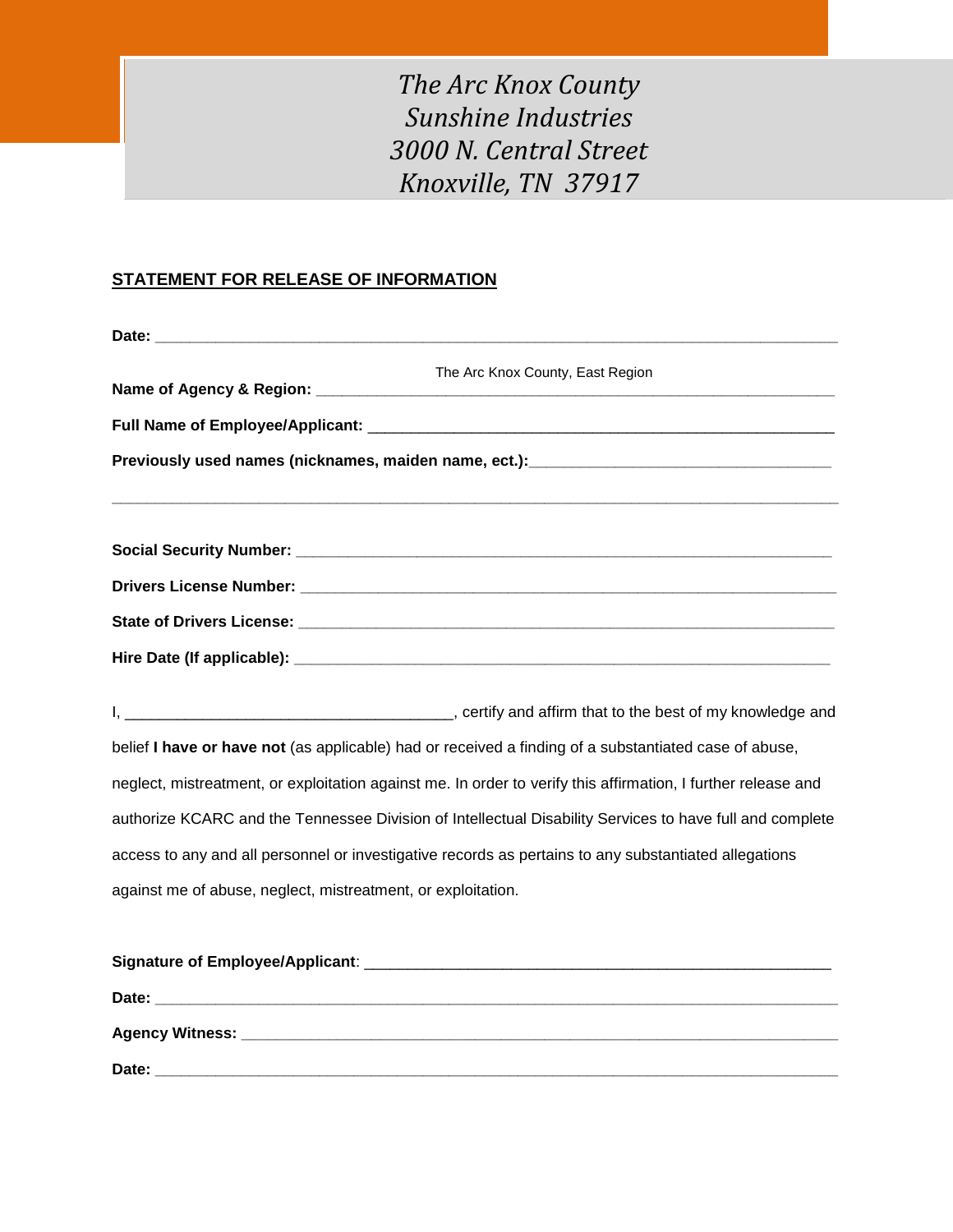*The Arc Knox County*
*Sunshine Industries*
*3000 N. Central Street*
*Knoxville, TN 37917*

## STATEMENT FOR RELEASE OF INFORMATION

**Date:** ______________________________________________________________________________

**Name of Agency & Region:** The Arc Knox County, East Region

**Full Name of Employee/Applicant:** ____________________________________________________

**Previously used names (nicknames, maiden name, ect.):**___________________________________

______________________________________________________________________________

**Social Security Number:** ___________________________________________________________

**Drivers License Number:** ___________________________________________________________

**State of Drivers License:** ___________________________________________________________

**Hire Date (If applicable):** ___________________________________________________________

I, _____________________________________, certify and affirm that to the best of my knowledge and belief **I have or have not** (as applicable) had or received a finding of a substantiated case of abuse, neglect, mistreatment, or exploitation against me. In order to verify this affirmation, I further release and authorize KCARC and the Tennessee Division of Intellectual Disability Services to have full and complete access to any and all personnel or investigative records as pertains to any substantiated allegations against me of abuse, neglect, mistreatment, or exploitation.

**Signature of Employee/Applicant**: ____________________________________________________

**Date:** ______________________________________________________________________________

**Agency Witness:** _______________________________________________________________________

**Date:** ______________________________________________________________________________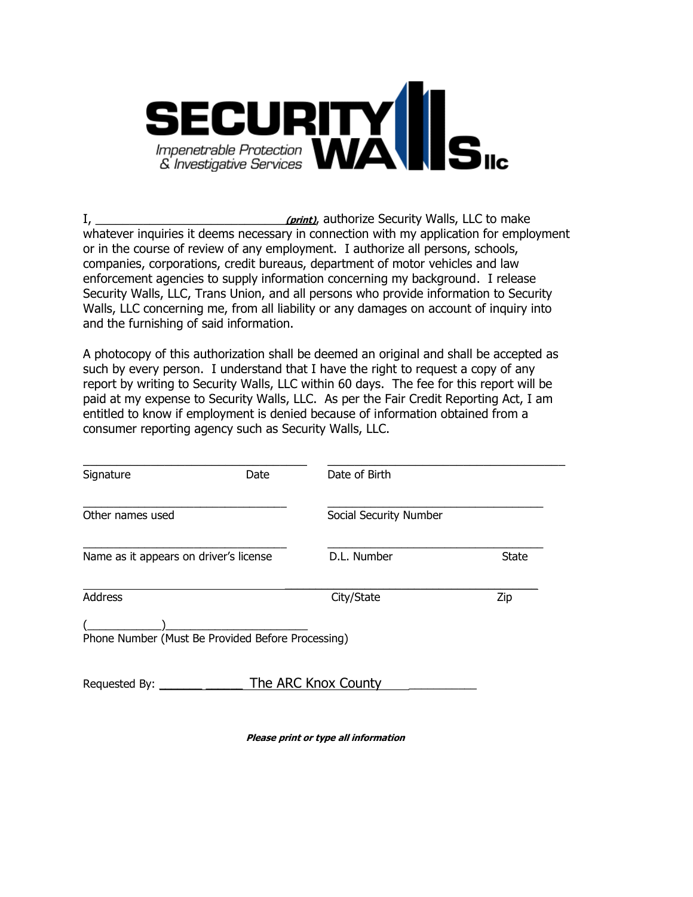SECURITY WALLS llc

Impenetrable Protection & Investigative Services

I, ______________________________ ***(print)***, authorize Security Walls, LLC to make whatever inquiries it deems necessary in connection with my application for employment or in the course of review of any employment. I authorize all persons, schools, companies, corporations, credit bureaus, department of motor vehicles and law enforcement agencies to supply information concerning my background. I release Security Walls, LLC, Trans Union, and all persons who provide information to Security Walls, LLC concerning me, from all liability or any damages on account of inquiry into and the furnishing of said information.

A photocopy of this authorization shall be deemed an original and shall be accepted as such by every person. I understand that I have the right to request a copy of any report by writing to Security Walls, LLC within 60 days. The fee for this report will be paid at my expense to Security Walls, LLC. As per the Fair Credit Reporting Act, I am entitled to know if employment is denied because of information obtained from a consumer reporting agency such as Security Walls, LLC.

______________________________________ ______________________________________

Signature Date Date of Birth

______________________________________ ______________________________________

Other names used Social Security Number

______________________________________ ______________________________________

Name as it appears on driver's license D.L. Number State

______________________________________________________________________________

Address City/State Zip

(____________)________________________

Phone Number (Must Be Provided Before Processing)

Requested By: ____________ The ARC Knox County ____________

***Please print or type all information***